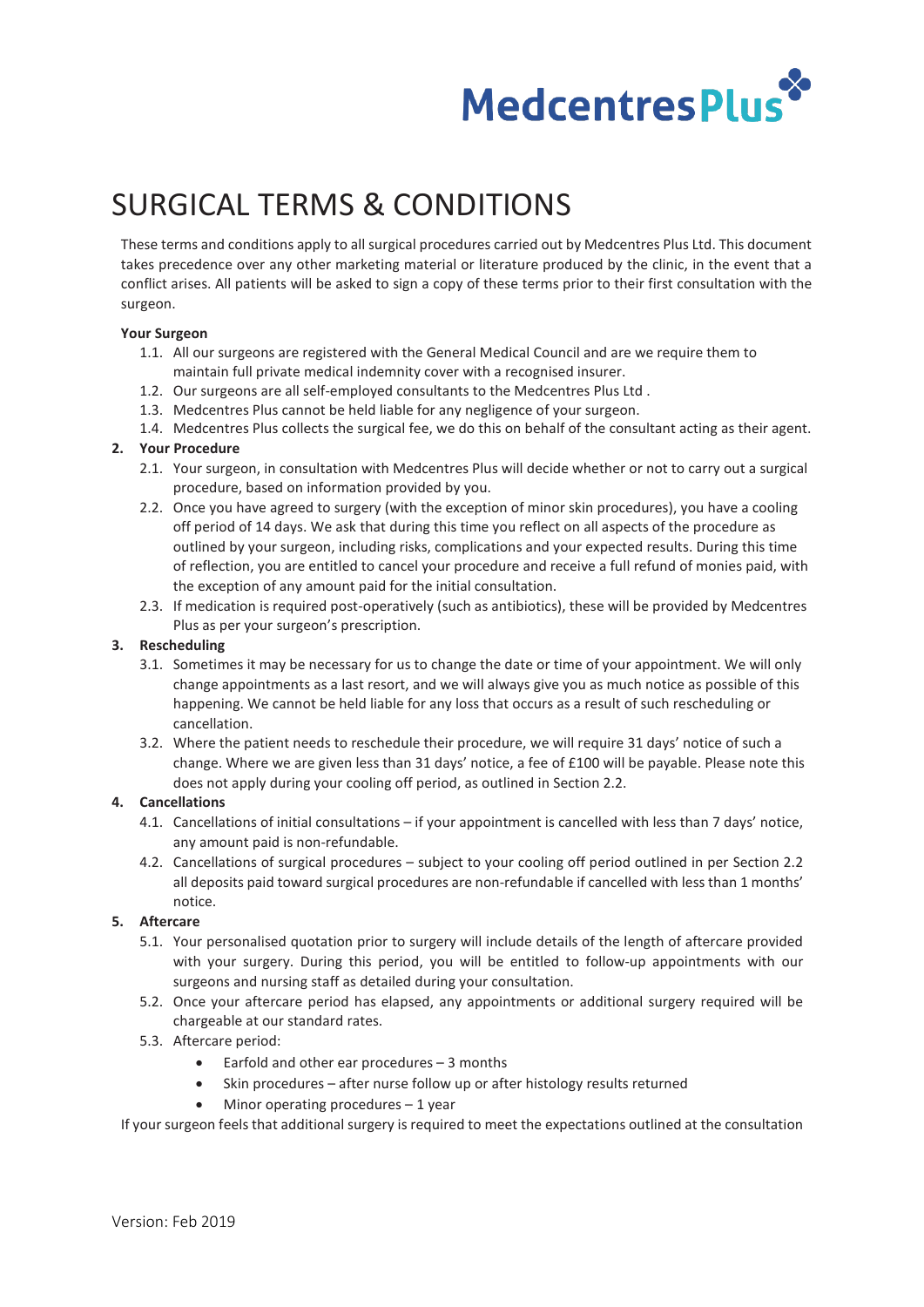MedcentresPlus

# SURGICAL TERMS & CONDITIONS

These terms and conditions apply to all surgical procedures carried out by Medcentres Plus Ltd. This document takes precedence over any other marketing material or literature produced by the clinic, in the event that a conflict arises. All patients will be asked to sign a copy of these terms prior to their first consultation with the surgeon.

**Your Surgeon**

1.1. All our surgeons are registered with the General Medical Council and are we require them to maintain full private medical indemnity cover with a recognised insurer.

1.2. Our surgeons are all self-employed consultants to the Medcentres Plus Ltd .

1.3. Medcentres Plus cannot be held liable for any negligence of your surgeon.

1.4. Medcentres Plus collects the surgical fee, we do this on behalf of the consultant acting as their agent.

**2. Your Procedure**

2.1. Your surgeon, in consultation with Medcentres Plus will decide whether or not to carry out a surgical procedure, based on information provided by you.

2.2. Once you have agreed to surgery (with the exception of minor skin procedures), you have a cooling off period of 14 days. We ask that during this time you reflect on all aspects of the procedure as outlined by your surgeon, including risks, complications and your expected results. During this time of reflection, you are entitled to cancel your procedure and receive a full refund of monies paid, with the exception of any amount paid for the initial consultation.

2.3. If medication is required post-operatively (such as antibiotics), these will be provided by Medcentres Plus as per your surgeon's prescription.

**3. Rescheduling**

3.1. Sometimes it may be necessary for us to change the date or time of your appointment. We will only change appointments as a last resort, and we will always give you as much notice as possible of this happening. We cannot be held liable for any loss that occurs as a result of such rescheduling or cancellation.

3.2. Where the patient needs to reschedule their procedure, we will require 31 days' notice of such a change. Where we are given less than 31 days' notice, a fee of £100 will be payable. Please note this does not apply during your cooling off period, as outlined in Section 2.2.

**4. Cancellations**

4.1. Cancellations of initial consultations – if your appointment is cancelled with less than 7 days' notice, any amount paid is non-refundable.

4.2. Cancellations of surgical procedures – subject to your cooling off period outlined in per Section 2.2 all deposits paid toward surgical procedures are non-refundable if cancelled with less than 1 months' notice.

**5. Aftercare**

5.1. Your personalised quotation prior to surgery will include details of the length of aftercare provided with your surgery. During this period, you will be entitled to follow-up appointments with our surgeons and nursing staff as detailed during your consultation.

5.2. Once your aftercare period has elapsed, any appointments or additional surgery required will be chargeable at our standard rates.

5.3. Aftercare period:

- Earfold and other ear procedures – 3 months
- Skin procedures – after nurse follow up or after histology results returned
- Minor operating procedures – 1 year

If your surgeon feels that additional surgery is required to meet the expectations outlined at the consultation

Version: Feb 2019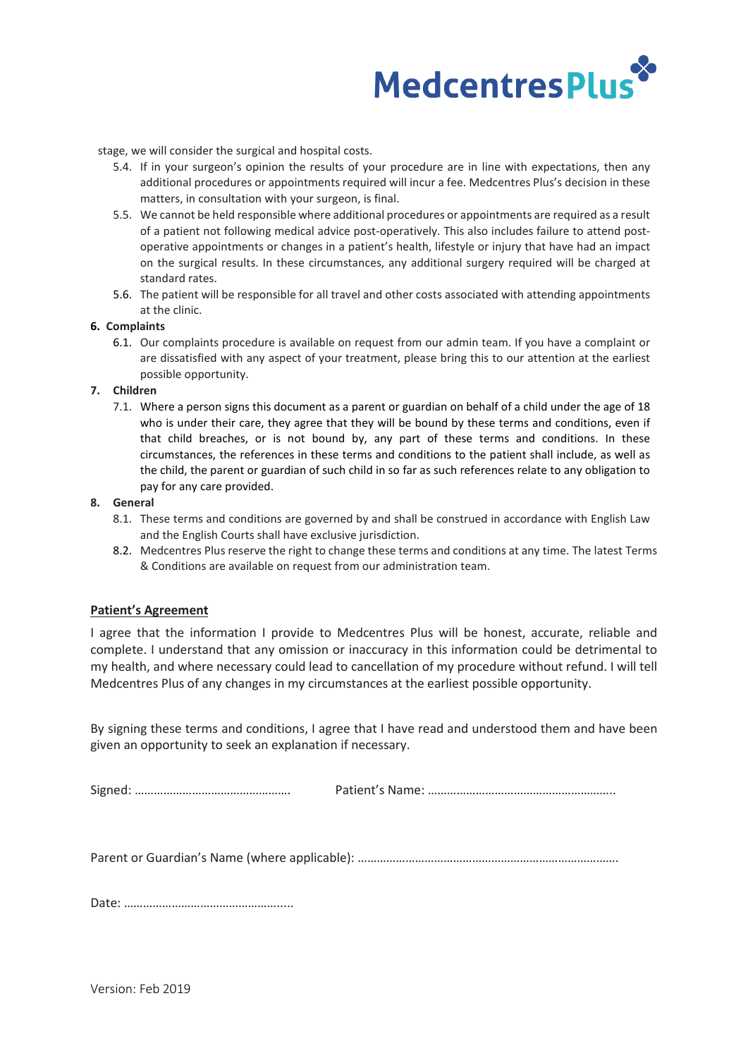stage, we will consider the surgical and hospital costs.

5.4. If in your surgeon's opinion the results of your procedure are in line with expectations, then any additional procedures or appointments required will incur a fee. Medcentres Plus's decision in these matters, in consultation with your surgeon, is final.

5.5. We cannot be held responsible where additional procedures or appointments are required as a result of a patient not following medical advice post-operatively. This also includes failure to attend post-operative appointments or changes in a patient's health, lifestyle or injury that have had an impact on the surgical results. In these circumstances, any additional surgery required will be charged at standard rates.

5.6. The patient will be responsible for all travel and other costs associated with attending appointments at the clinic.

**6. Complaints**

6.1. Our complaints procedure is available on request from our admin team. If you have a complaint or are dissatisfied with any aspect of your treatment, please bring this to our attention at the earliest possible opportunity.

**7. Children**

7.1. Where a person signs this document as a parent or guardian on behalf of a child under the age of 18 who is under their care, they agree that they will be bound by these terms and conditions, even if that child breaches, or is not bound by, any part of these terms and conditions. In these circumstances, the references in these terms and conditions to the patient shall include, as well as the child, the parent or guardian of such child in so far as such references relate to any obligation to pay for any care provided.

**8. General**

8.1. These terms and conditions are governed by and shall be construed in accordance with English Law and the English Courts shall have exclusive jurisdiction.

8.2. Medcentres Plus reserve the right to change these terms and conditions at any time. The latest Terms & Conditions are available on request from our administration team.

**Patient's Agreement**

I agree that the information I provide to Medcentres Plus will be honest, accurate, reliable and complete. I understand that any omission or inaccuracy in this information could be detrimental to my health, and where necessary could lead to cancellation of my procedure without refund. I will tell Medcentres Plus of any changes in my circumstances at the earliest possible opportunity.

By signing these terms and conditions, I agree that I have read and understood them and have been given an opportunity to seek an explanation if necessary.

Signed: …………………………………………. Patient's Name: …………………………………………………..

Parent or Guardian's Name (where applicable): ……………………………………………………………………….

Date: ……………………………………………....

Version: Feb 2019